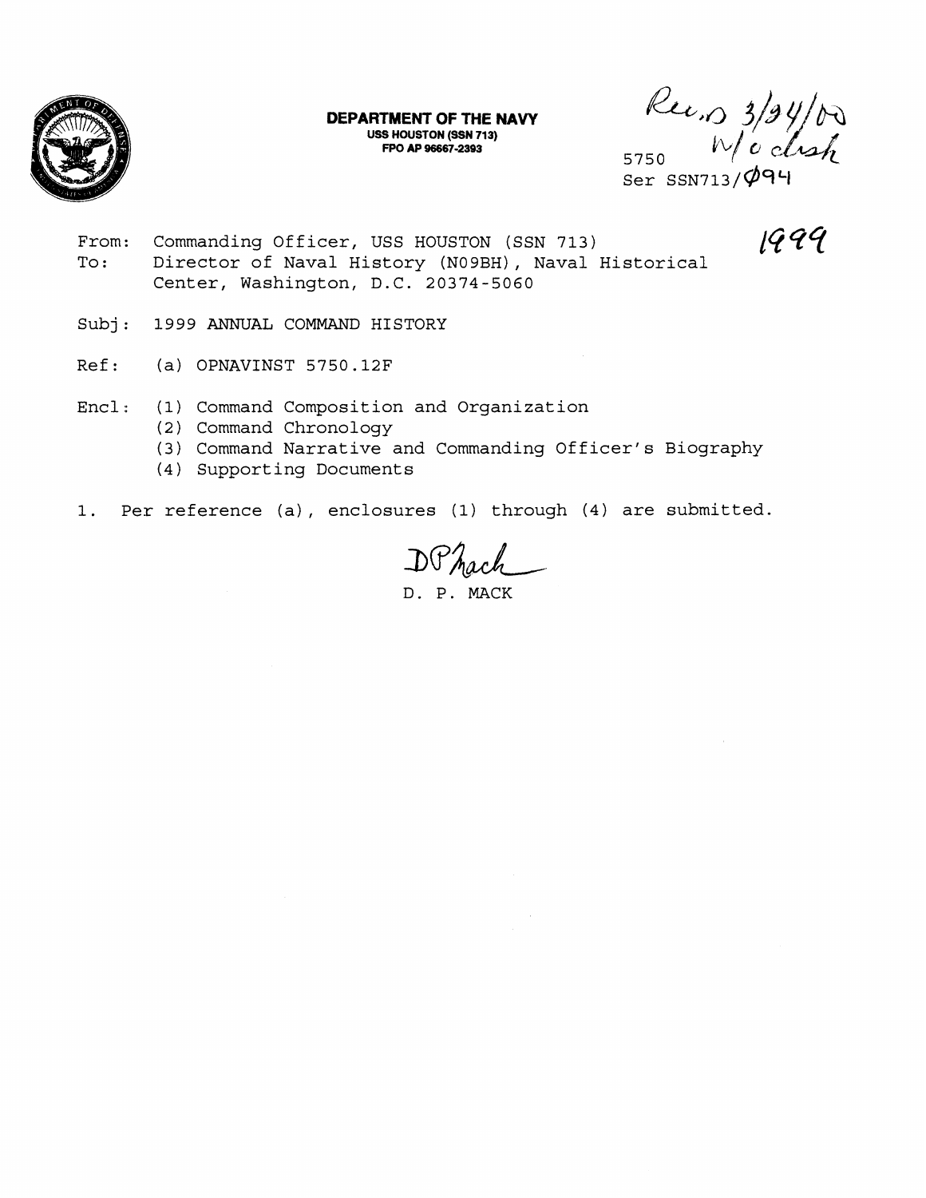**DEPARTMENT OF THE NAVY**
**USS HOUSTON (SSN 713)**
**FPO AP 96667-2393**

Rec'd 3/24/00 w/o clsh

5750
Ser SSN713/Ø94

1999

From: Commanding Officer, USS HOUSTON (SSN 713)
To: Director of Naval History (N09BH), Naval Historical Center, Washington, D.C. 20374-5060

Subj: 1999 ANNUAL COMMAND HISTORY

Ref: (a) OPNAVINST 5750.12F

Encl: (1) Command Composition and Organization
(2) Command Chronology
(3) Command Narrative and Commanding Officer's Biography
(4) Supporting Documents

1. Per reference (a), enclosures (1) through (4) are submitted.

DP Mack

D. P. MACK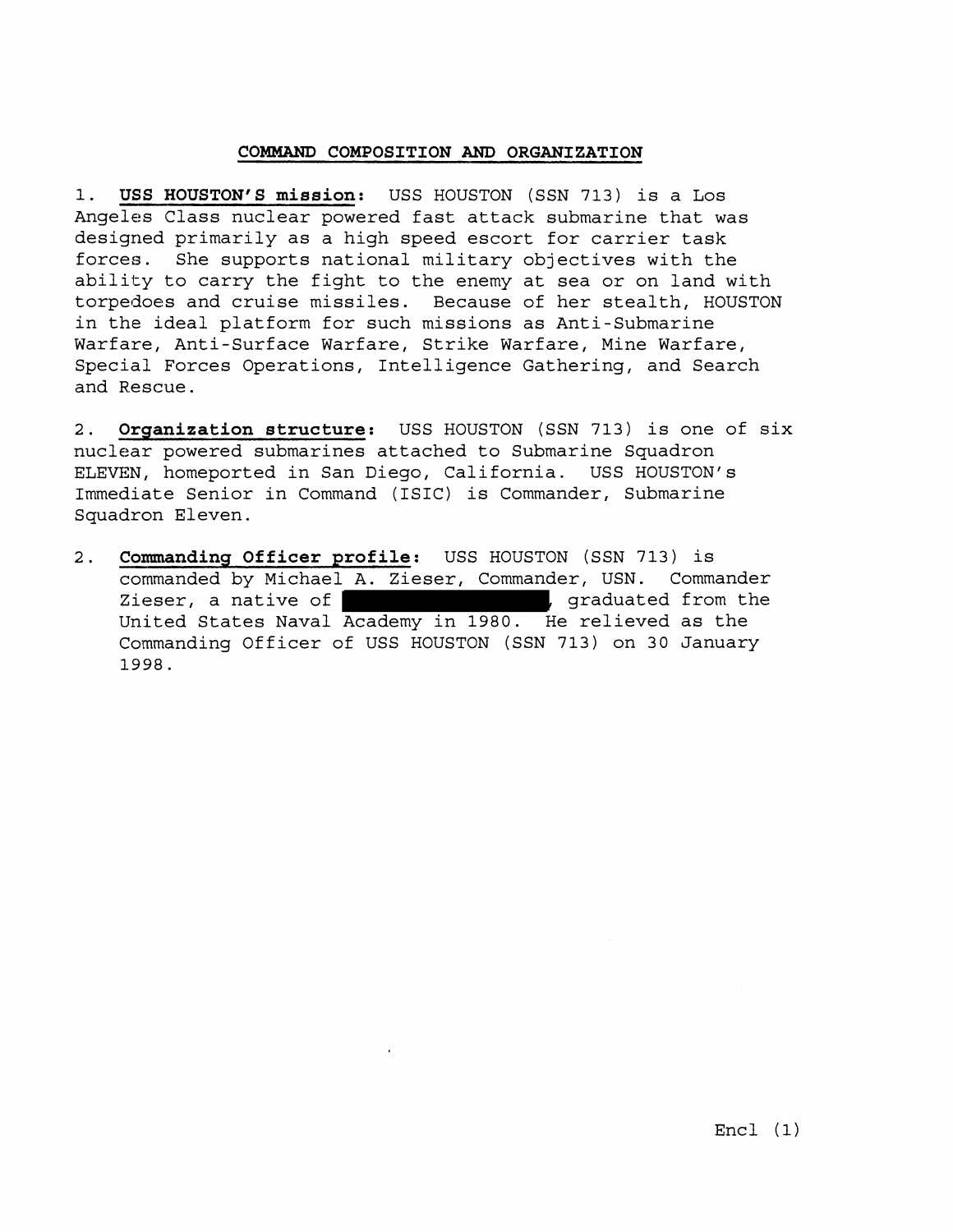## COMMAND COMPOSITION AND ORGANIZATION

1. **USS HOUSTON'S mission:** USS HOUSTON (SSN 713) is a Los Angeles Class nuclear powered fast attack submarine that was designed primarily as a high speed escort for carrier task forces. She supports national military objectives with the ability to carry the fight to the enemy at sea or on land with torpedoes and cruise missiles. Because of her stealth, HOUSTON in the ideal platform for such missions as Anti-Submarine Warfare, Anti-Surface Warfare, Strike Warfare, Mine Warfare, Special Forces Operations, Intelligence Gathering, and Search and Rescue.

2. **Organization structure:** USS HOUSTON (SSN 713) is one of six nuclear powered submarines attached to Submarine Squadron ELEVEN, homeported in San Diego, California. USS HOUSTON's Immediate Senior in Command (ISIC) is Commander, Submarine Squadron Eleven.

2. **Commanding Officer profile:** USS HOUSTON (SSN 713) is commanded by Michael A. Zieser, Commander, USN. Commander Zieser, a native of [REDACTED], graduated from the United States Naval Academy in 1980. He relieved as the Commanding Officer of USS HOUSTON (SSN 713) on 30 January 1998.

Encl (1)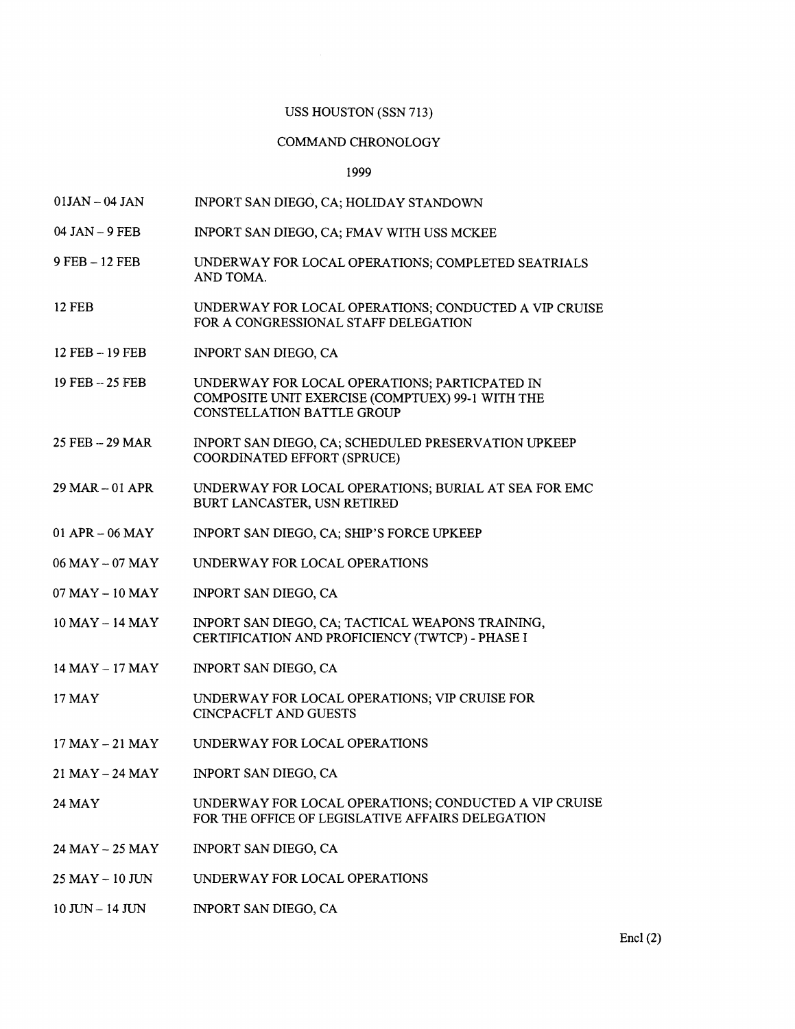# USS HOUSTON (SSN 713)

## COMMAND CHRONOLOGY

### 1999

| | |
|---|---|
| 01JAN – 04 JAN | INPORT SAN DIEGO, CA; HOLIDAY STANDOWN |
| 04 JAN – 9 FEB | INPORT SAN DIEGO, CA; FMAV WITH USS MCKEE |
| 9 FEB – 12 FEB | UNDERWAY FOR LOCAL OPERATIONS; COMPLETED SEATRIALS AND TOMA. |
| 12 FEB | UNDERWAY FOR LOCAL OPERATIONS; CONDUCTED A VIP CRUISE FOR A CONGRESSIONAL STAFF DELEGATION |
| 12 FEB – 19 FEB | INPORT SAN DIEGO, CA |
| 19 FEB – 25 FEB | UNDERWAY FOR LOCAL OPERATIONS; PARTICPATED IN COMPOSITE UNIT EXERCISE (COMPTUEX) 99-1 WITH THE CONSTELLATION BATTLE GROUP |
| 25 FEB – 29 MAR | INPORT SAN DIEGO, CA; SCHEDULED PRESERVATION UPKEEP COORDINATED EFFORT (SPRUCE) |
| 29 MAR – 01 APR | UNDERWAY FOR LOCAL OPERATIONS; BURIAL AT SEA FOR EMC BURT LANCASTER, USN RETIRED |
| 01 APR – 06 MAY | INPORT SAN DIEGO, CA; SHIP'S FORCE UPKEEP |
| 06 MAY – 07 MAY | UNDERWAY FOR LOCAL OPERATIONS |
| 07 MAY – 10 MAY | INPORT SAN DIEGO, CA |
| 10 MAY – 14 MAY | INPORT SAN DIEGO, CA; TACTICAL WEAPONS TRAINING, CERTIFICATION AND PROFICIENCY (TWTCP) - PHASE I |
| 14 MAY – 17 MAY | INPORT SAN DIEGO, CA |
| 17 MAY | UNDERWAY FOR LOCAL OPERATIONS; VIP CRUISE FOR CINCPACFLT AND GUESTS |
| 17 MAY – 21 MAY | UNDERWAY FOR LOCAL OPERATIONS |
| 21 MAY – 24 MAY | INPORT SAN DIEGO, CA |
| 24 MAY | UNDERWAY FOR LOCAL OPERATIONS; CONDUCTED A VIP CRUISE FOR THE OFFICE OF LEGISLATIVE AFFAIRS DELEGATION |
| 24 MAY – 25 MAY | INPORT SAN DIEGO, CA |
| 25 MAY – 10 JUN | UNDERWAY FOR LOCAL OPERATIONS |
| 10 JUN – 14 JUN | INPORT SAN DIEGO, CA |

Encl (2)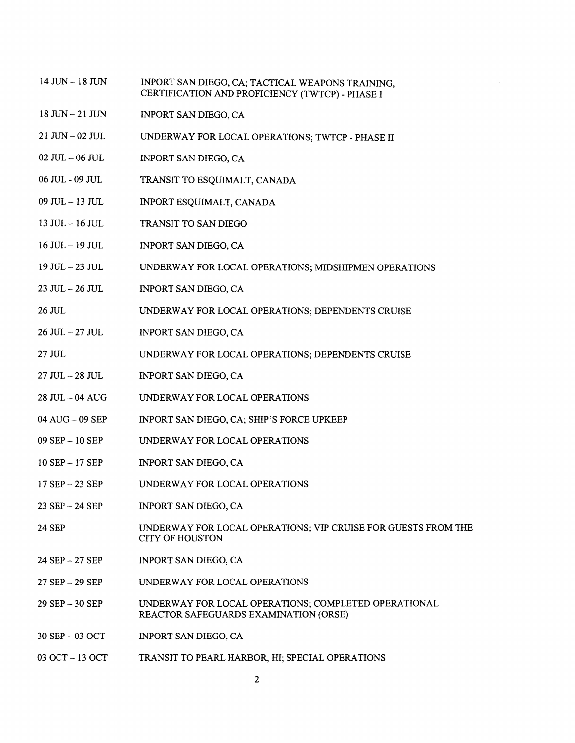| | |
|---|---|
| 14 JUN – 18 JUN | INPORT SAN DIEGO, CA; TACTICAL WEAPONS TRAINING, CERTIFICATION AND PROFICIENCY (TWTCP) - PHASE I |
| 18 JUN – 21 JUN | INPORT SAN DIEGO, CA |
| 21 JUN – 02 JUL | UNDERWAY FOR LOCAL OPERATIONS; TWTCP - PHASE II |
| 02 JUL – 06 JUL | INPORT SAN DIEGO, CA |
| 06 JUL - 09 JUL | TRANSIT TO ESQUIMALT, CANADA |
| 09 JUL – 13 JUL | INPORT ESQUIMALT, CANADA |
| 13 JUL – 16 JUL | TRANSIT TO SAN DIEGO |
| 16 JUL – 19 JUL | INPORT SAN DIEGO, CA |
| 19 JUL – 23 JUL | UNDERWAY FOR LOCAL OPERATIONS; MIDSHIPMEN OPERATIONS |
| 23 JUL – 26 JUL | INPORT SAN DIEGO, CA |
| 26 JUL | UNDERWAY FOR LOCAL OPERATIONS; DEPENDENTS CRUISE |
| 26 JUL – 27 JUL | INPORT SAN DIEGO, CA |
| 27 JUL | UNDERWAY FOR LOCAL OPERATIONS; DEPENDENTS CRUISE |
| 27 JUL – 28 JUL | INPORT SAN DIEGO, CA |
| 28 JUL – 04 AUG | UNDERWAY FOR LOCAL OPERATIONS |
| 04 AUG – 09 SEP | INPORT SAN DIEGO, CA; SHIP'S FORCE UPKEEP |
| 09 SEP – 10 SEP | UNDERWAY FOR LOCAL OPERATIONS |
| 10 SEP – 17 SEP | INPORT SAN DIEGO, CA |
| 17 SEP – 23 SEP | UNDERWAY FOR LOCAL OPERATIONS |
| 23 SEP – 24 SEP | INPORT SAN DIEGO, CA |
| 24 SEP | UNDERWAY FOR LOCAL OPERATIONS; VIP CRUISE FOR GUESTS FROM THE CITY OF HOUSTON |
| 24 SEP – 27 SEP | INPORT SAN DIEGO, CA |
| 27 SEP – 29 SEP | UNDERWAY FOR LOCAL OPERATIONS |
| 29 SEP – 30 SEP | UNDERWAY FOR LOCAL OPERATIONS; COMPLETED OPERATIONAL REACTOR SAFEGUARDS EXAMINATION (ORSE) |
| 30 SEP – 03 OCT | INPORT SAN DIEGO, CA |
| 03 OCT – 13 OCT | TRANSIT TO PEARL HARBOR, HI; SPECIAL OPERATIONS |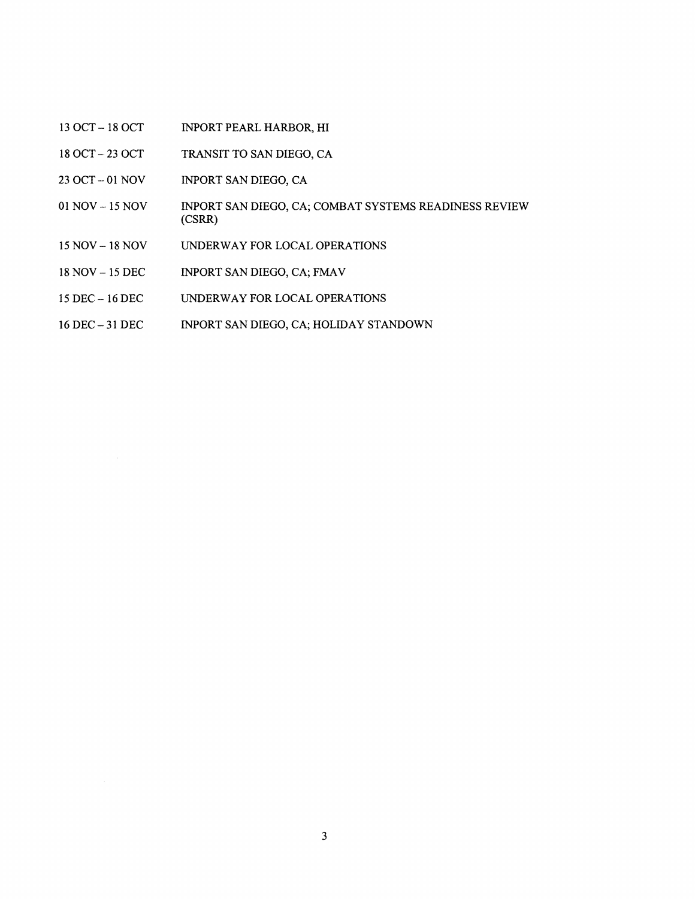| | |
|---|---|
| 13 OCT – 18 OCT | INPORT PEARL HARBOR, HI |
| 18 OCT – 23 OCT | TRANSIT TO SAN DIEGO, CA |
| 23 OCT – 01 NOV | INPORT SAN DIEGO, CA |
| 01 NOV – 15 NOV | INPORT SAN DIEGO, CA; COMBAT SYSTEMS READINESS REVIEW (CSRR) |
| 15 NOV – 18 NOV | UNDERWAY FOR LOCAL OPERATIONS |
| 18 NOV – 15 DEC | INPORT SAN DIEGO, CA; FMAV |
| 15 DEC – 16 DEC | UNDERWAY FOR LOCAL OPERATIONS |
| 16 DEC – 31 DEC | INPORT SAN DIEGO, CA; HOLIDAY STANDOWN |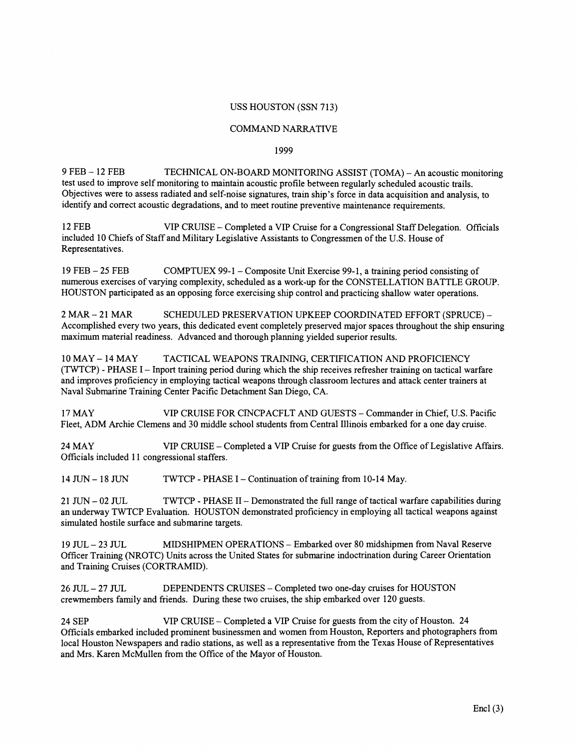USS HOUSTON (SSN 713)

COMMAND NARRATIVE

1999

9 FEB – 12 FEB TECHNICAL ON-BOARD MONITORING ASSIST (TOMA) – An acoustic monitoring test used to improve self monitoring to maintain acoustic profile between regularly scheduled acoustic trails. Objectives were to assess radiated and self-noise signatures, train ship's force in data acquisition and analysis, to identify and correct acoustic degradations, and to meet routine preventive maintenance requirements.

12 FEB VIP CRUISE – Completed a VIP Cruise for a Congressional Staff Delegation. Officials included 10 Chiefs of Staff and Military Legislative Assistants to Congressmen of the U.S. House of Representatives.

19 FEB – 25 FEB COMPTUEX 99-1 – Composite Unit Exercise 99-1, a training period consisting of numerous exercises of varying complexity, scheduled as a work-up for the CONSTELLATION BATTLE GROUP. HOUSTON participated as an opposing force exercising ship control and practicing shallow water operations.

2 MAR – 21 MAR SCHEDULED PRESERVATION UPKEEP COORDINATED EFFORT (SPRUCE) – Accomplished every two years, this dedicated event completely preserved major spaces throughout the ship ensuring maximum material readiness. Advanced and thorough planning yielded superior results.

10 MAY – 14 MAY TACTICAL WEAPONS TRAINING, CERTIFICATION AND PROFICIENCY (TWTCP) - PHASE I – Inport training period during which the ship receives refresher training on tactical warfare and improves proficiency in employing tactical weapons through classroom lectures and attack center trainers at Naval Submarine Training Center Pacific Detachment San Diego, CA.

17 MAY VIP CRUISE FOR CINCPACFLT AND GUESTS – Commander in Chief, U.S. Pacific Fleet, ADM Archie Clemens and 30 middle school students from Central Illinois embarked for a one day cruise.

24 MAY VIP CRUISE – Completed a VIP Cruise for guests from the Office of Legislative Affairs. Officials included 11 congressional staffers.

14 JUN – 18 JUN TWTCP - PHASE I – Continuation of training from 10-14 May.

21 JUN – 02 JUL TWTCP - PHASE II – Demonstrated the full range of tactical warfare capabilities during an underway TWTCP Evaluation. HOUSTON demonstrated proficiency in employing all tactical weapons against simulated hostile surface and submarine targets.

19 JUL – 23 JUL MIDSHIPMEN OPERATIONS – Embarked over 80 midshipmen from Naval Reserve Officer Training (NROTC) Units across the United States for submarine indoctrination during Career Orientation and Training Cruises (CORTRAMID).

26 JUL – 27 JUL DEPENDENTS CRUISES – Completed two one-day cruises for HOUSTON crewmembers family and friends. During these two cruises, the ship embarked over 120 guests.

24 SEP VIP CRUISE – Completed a VIP Cruise for guests from the city of Houston. 24 Officials embarked included prominent businessmen and women from Houston, Reporters and photographers from local Houston Newspapers and radio stations, as well as a representative from the Texas House of Representatives and Mrs. Karen McMullen from the Office of the Mayor of Houston.

Encl (3)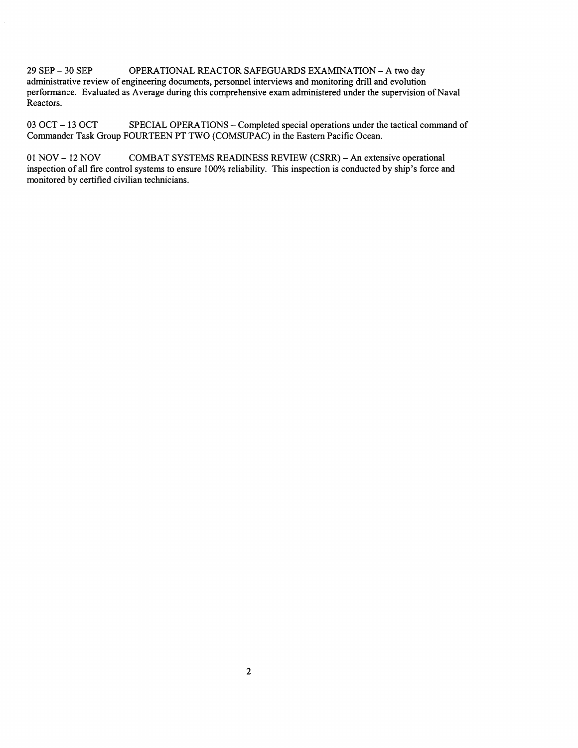29 SEP – 30 SEP OPERATIONAL REACTOR SAFEGUARDS EXAMINATION – A two day administrative review of engineering documents, personnel interviews and monitoring drill and evolution performance. Evaluated as Average during this comprehensive exam administered under the supervision of Naval Reactors.

03 OCT – 13 OCT SPECIAL OPERATIONS – Completed special operations under the tactical command of Commander Task Group FOURTEEN PT TWO (COMSUPAC) in the Eastern Pacific Ocean.

01 NOV – 12 NOV COMBAT SYSTEMS READINESS REVIEW (CSRR) – An extensive operational inspection of all fire control systems to ensure 100% reliability. This inspection is conducted by ship's force and monitored by certified civilian technicians.